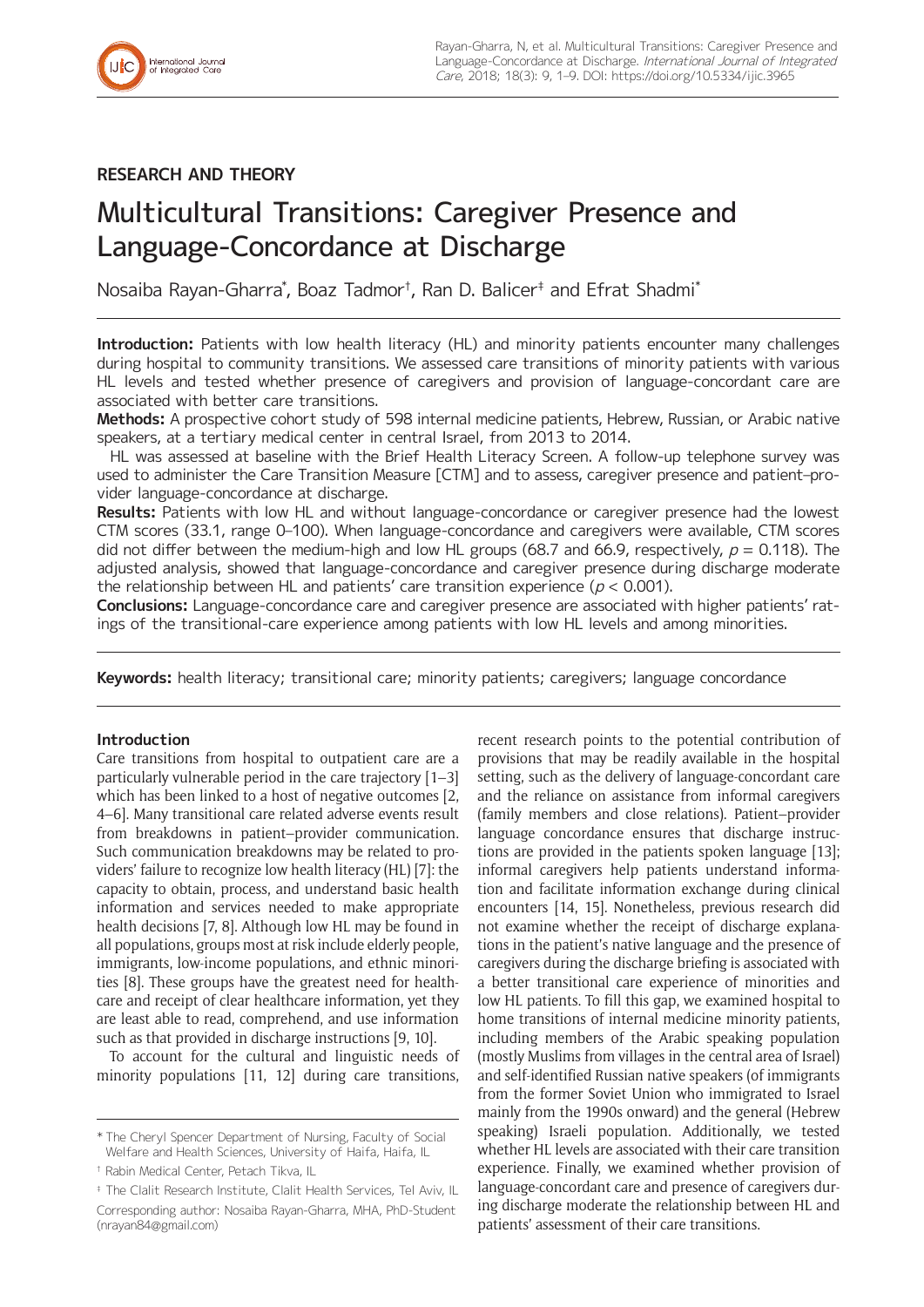## RESEARCH AND THEORY

# Multicultural Transitions: Caregiver Presence and Language-Concordance at Discharge

Nosaiba Rayan-Gharra[*], Boaz Tadmor[†], Ran D. Balicer[‡] and Efrat Shadmi[*]

**Introduction:** Patients with low health literacy (HL) and minority patients encounter many challenges during hospital to community transitions. We assessed care transitions of minority patients with various HL levels and tested whether presence of caregivers and provision of language-concordant care are associated with better care transitions.

**Methods:** A prospective cohort study of 598 internal medicine patients, Hebrew, Russian, or Arabic native speakers, at a tertiary medical center in central Israel, from 2013 to 2014.

HL was assessed at baseline with the Brief Health Literacy Screen. A follow-up telephone survey was used to administer the Care Transition Measure [CTM] and to assess, caregiver presence and patient–provider language-concordance at discharge.

**Results:** Patients with low HL and without language-concordance or caregiver presence had the lowest CTM scores (33.1, range 0–100). When language-concordance and caregivers were available, CTM scores did not differ between the medium-high and low HL groups (68.7 and 66.9, respectively, $p = 0.118$). The adjusted analysis, showed that language-concordance and caregiver presence during discharge moderate the relationship between HL and patients' care transition experience ($p < 0.001$).

**Conclusions:** Language-concordance care and caregiver presence are associated with higher patients' ratings of the transitional-care experience among patients with low HL levels and among minorities.

**Keywords:** health literacy; transitional care; minority patients; caregivers; language concordance

### Introduction

Care transitions from hospital to outpatient care are a particularly vulnerable period in the care trajectory [1–3] which has been linked to a host of negative outcomes [2, 4–6]. Many transitional care related adverse events result from breakdowns in patient–provider communication. Such communication breakdowns may be related to providers' failure to recognize low health literacy (HL) [7]: the capacity to obtain, process, and understand basic health information and services needed to make appropriate health decisions [7, 8]. Although low HL may be found in all populations, groups most at risk include elderly people, immigrants, low-income populations, and ethnic minorities [8]. These groups have the greatest need for healthcare and receipt of clear healthcare information, yet they are least able to read, comprehend, and use information such as that provided in discharge instructions [9, 10].

To account for the cultural and linguistic needs of minority populations [11, 12] during care transitions, recent research points to the potential contribution of provisions that may be readily available in the hospital setting, such as the delivery of language-concordant care and the reliance on assistance from informal caregivers (family members and close relations). Patient–provider language concordance ensures that discharge instructions are provided in the patients spoken language [13]; informal caregivers help patients understand information and facilitate information exchange during clinical encounters [14, 15]. Nonetheless, previous research did not examine whether the receipt of discharge explanations in the patient's native language and the presence of caregivers during the discharge briefing is associated with a better transitional care experience of minorities and low HL patients. To fill this gap, we examined hospital to home transitions of internal medicine minority patients, including members of the Arabic speaking population (mostly Muslims from villages in the central area of Israel) and self-identified Russian native speakers (of immigrants from the former Soviet Union who immigrated to Israel mainly from the 1990s onward) and the general (Hebrew speaking) Israeli population. Additionally, we tested whether HL levels are associated with their care transition experience. Finally, we examined whether provision of language-concordant care and presence of caregivers during discharge moderate the relationship between HL and patients' assessment of their care transitions.

[*] The Cheryl Spencer Department of Nursing, Faculty of Social Welfare and Health Sciences, University of Haifa, Haifa, IL

[†] Rabin Medical Center, Petach Tikva, IL

[‡] The Clalit Research Institute, Clalit Health Services, Tel Aviv, IL

Corresponding author: Nosaiba Rayan-Gharra, MHA, PhD-Student (nrayan84@gmail.com)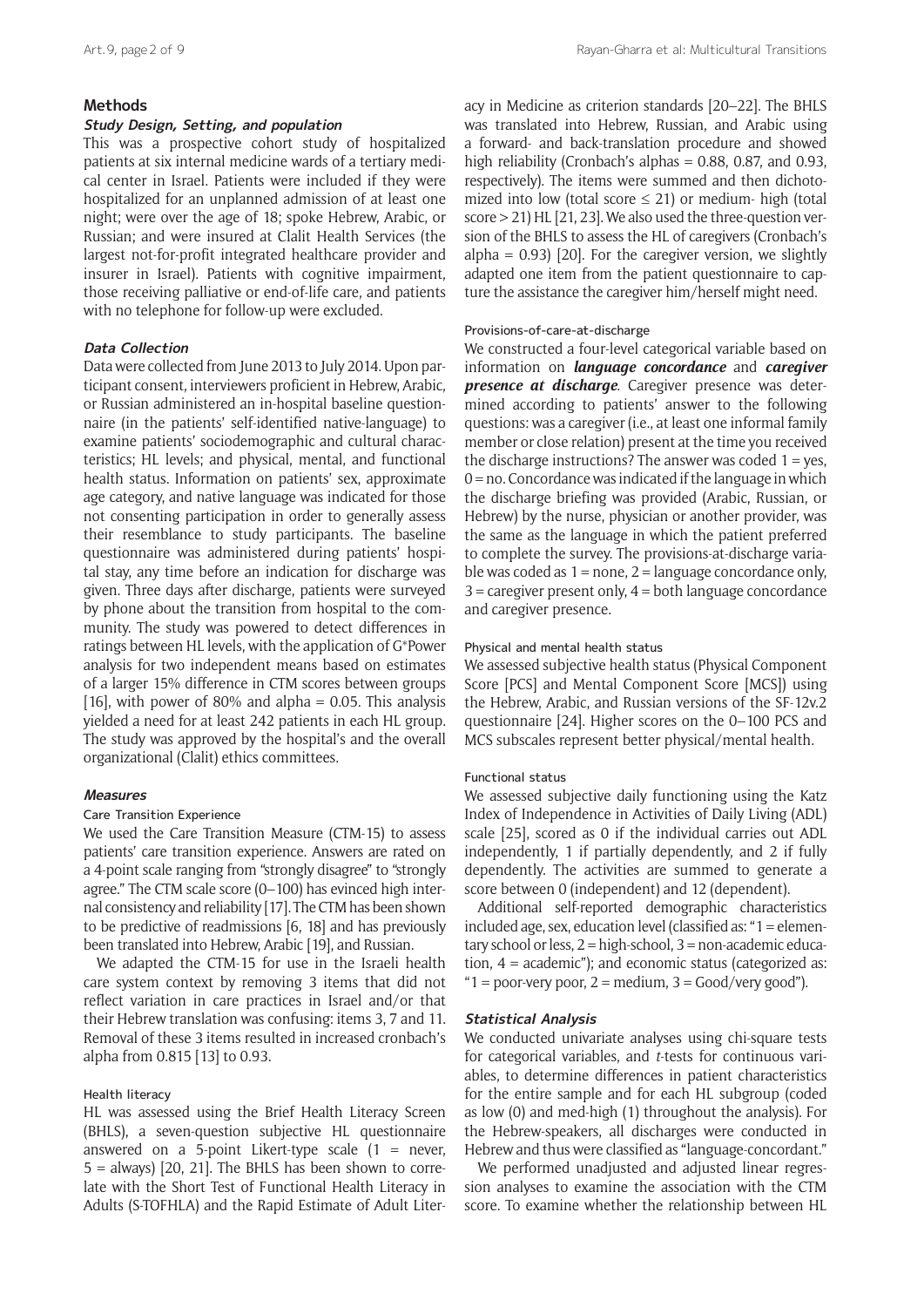## Methods

### Study Design, Setting, and population

This was a prospective cohort study of hospitalized patients at six internal medicine wards of a tertiary medical center in Israel. Patients were included if they were hospitalized for an unplanned admission of at least one night; were over the age of 18; spoke Hebrew, Arabic, or Russian; and were insured at Clalit Health Services (the largest not-for-profit integrated healthcare provider and insurer in Israel). Patients with cognitive impairment, those receiving palliative or end-of-life care, and patients with no telephone for follow-up were excluded.

### Data Collection

Data were collected from June 2013 to July 2014. Upon participant consent, interviewers proficient in Hebrew, Arabic, or Russian administered an in-hospital baseline questionnaire (in the patients' self-identified native-language) to examine patients' sociodemographic and cultural characteristics; HL levels; and physical, mental, and functional health status. Information on patients' sex, approximate age category, and native language was indicated for those not consenting participation in order to generally assess their resemblance to study participants. The baseline questionnaire was administered during patients' hospital stay, any time before an indication for discharge was given. Three days after discharge, patients were surveyed by phone about the transition from hospital to the community. The study was powered to detect differences in ratings between HL levels, with the application of G*Power analysis for two independent means based on estimates of a larger 15% difference in CTM scores between groups [16], with power of 80% and alpha = 0.05. This analysis yielded a need for at least 242 patients in each HL group. The study was approved by the hospital's and the overall organizational (Clalit) ethics committees.

### Measures

#### Care Transition Experience

We used the Care Transition Measure (CTM-15) to assess patients' care transition experience. Answers are rated on a 4-point scale ranging from "strongly disagree" to "strongly agree." The CTM scale score (0–100) has evinced high internal consistency and reliability [17]. The CTM has been shown to be predictive of readmissions [6, 18] and has previously been translated into Hebrew, Arabic [19], and Russian.

We adapted the CTM-15 for use in the Israeli health care system context by removing 3 items that did not reflect variation in care practices in Israel and/or that their Hebrew translation was confusing: items 3, 7 and 11. Removal of these 3 items resulted in increased cronbach's alpha from 0.815 [13] to 0.93.

#### Health literacy

HL was assessed using the Brief Health Literacy Screen (BHLS), a seven-question subjective HL questionnaire answered on a 5-point Likert-type scale (1 = never, 5 = always) [20, 21]. The BHLS has been shown to correlate with the Short Test of Functional Health Literacy in Adults (S-TOFHLA) and the Rapid Estimate of Adult Literacy in Medicine as criterion standards [20–22]. The BHLS was translated into Hebrew, Russian, and Arabic using a forward- and back-translation procedure and showed high reliability (Cronbach's alphas = 0.88, 0.87, and 0.93, respectively). The items were summed and then dichotomized into low (total score $\leq$ 21) or medium- high (total score > 21) HL [21, 23]. We also used the three-question version of the BHLS to assess the HL of caregivers (Cronbach's alpha = 0.93) [20]. For the caregiver version, we slightly adapted one item from the patient questionnaire to capture the assistance the caregiver him/herself might need.

#### Provisions-of-care-at-discharge

We constructed a four-level categorical variable based on information on ***language concordance*** and ***caregiver presence at discharge***. Caregiver presence was determined according to patients' answer to the following questions: was a caregiver (i.e., at least one informal family member or close relation) present at the time you received the discharge instructions? The answer was coded 1 = yes, 0 = no. Concordance was indicated if the language in which the discharge briefing was provided (Arabic, Russian, or Hebrew) by the nurse, physician or another provider, was the same as the language in which the patient preferred to complete the survey. The provisions-at-discharge variable was coded as 1 = none, 2 = language concordance only, 3 = caregiver present only, 4 = both language concordance and caregiver presence.

#### Physical and mental health status

We assessed subjective health status (Physical Component Score [PCS] and Mental Component Score [MCS]) using the Hebrew, Arabic, and Russian versions of the SF-12v.2 questionnaire [24]. Higher scores on the 0–100 PCS and MCS subscales represent better physical/mental health.

#### Functional status

We assessed subjective daily functioning using the Katz Index of Independence in Activities of Daily Living (ADL) scale [25], scored as 0 if the individual carries out ADL independently, 1 if partially dependently, and 2 if fully dependently. The activities are summed to generate a score between 0 (independent) and 12 (dependent).

Additional self-reported demographic characteristics included age, sex, education level (classified as: "1 = elementary school or less, 2 = high-school, 3 = non-academic education, 4 = academic"); and economic status (categorized as: "1 = poor-very poor, 2 = medium, 3 = Good/very good").

### Statistical Analysis

We conducted univariate analyses using chi-square tests for categorical variables, and *t*-tests for continuous variables, to determine differences in patient characteristics for the entire sample and for each HL subgroup (coded as low (0) and med-high (1) throughout the analysis). For the Hebrew-speakers, all discharges were conducted in Hebrew and thus were classified as "language-concordant."

We performed unadjusted and adjusted linear regression analyses to examine the association with the CTM score. To examine whether the relationship between HL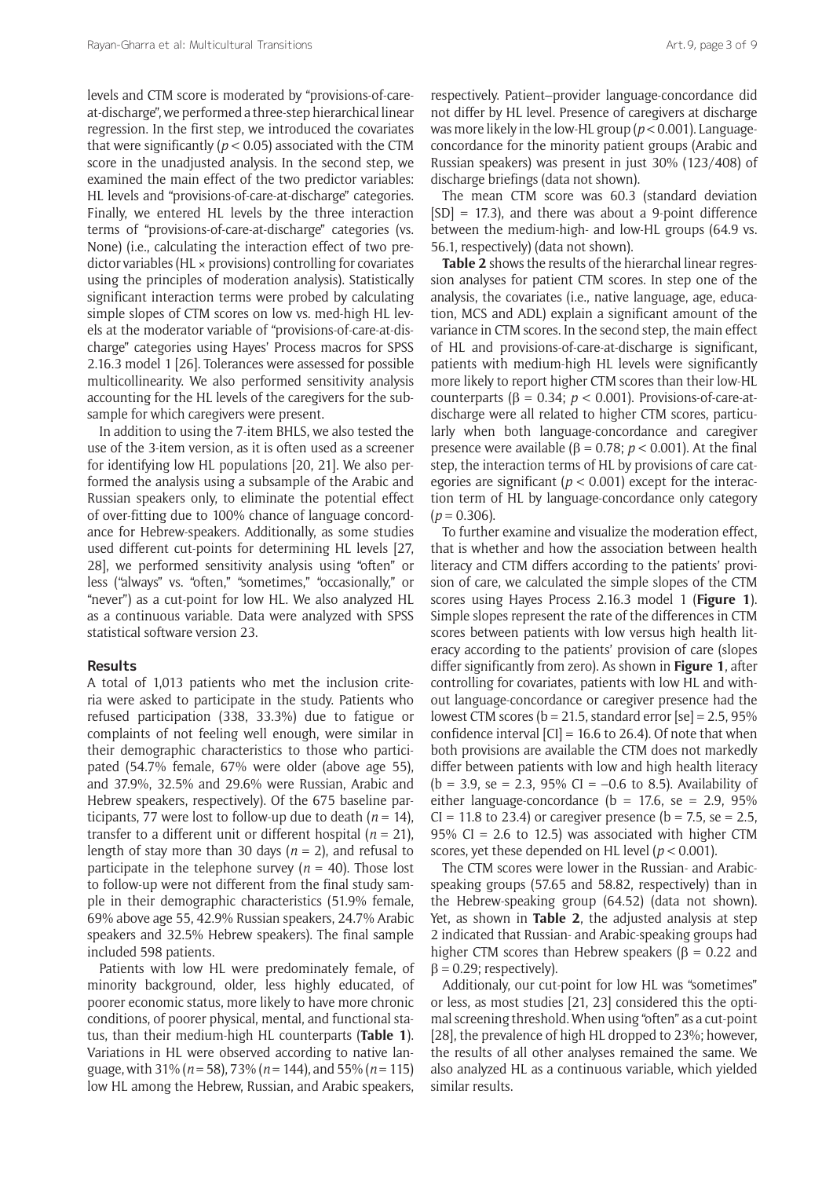levels and CTM score is moderated by "provisions-of-care-at-discharge", we performed a three-step hierarchical linear regression. In the first step, we introduced the covariates that were significantly ($p < 0.05$) associated with the CTM score in the unadjusted analysis. In the second step, we examined the main effect of the two predictor variables: HL levels and "provisions-of-care-at-discharge" categories. Finally, we entered HL levels by the three interaction terms of "provisions-of-care-at-discharge" categories (vs. None) (i.e., calculating the interaction effect of two predictor variables (HL × provisions) controlling for covariates using the principles of moderation analysis). Statistically significant interaction terms were probed by calculating simple slopes of CTM scores on low vs. med-high HL levels at the moderator variable of "provisions-of-care-at-discharge" categories using Hayes' Process macros for SPSS 2.16.3 model 1 [26]. Tolerances were assessed for possible multicollinearity. We also performed sensitivity analysis accounting for the HL levels of the caregivers for the subsample for which caregivers were present.

In addition to using the 7-item BHLS, we also tested the use of the 3-item version, as it is often used as a screener for identifying low HL populations [20, 21]. We also performed the analysis using a subsample of the Arabic and Russian speakers only, to eliminate the potential effect of over-fitting due to 100% chance of language concordance for Hebrew-speakers. Additionally, as some studies used different cut-points for determining HL levels [27, 28], we performed sensitivity analysis using "often" or less ("always" vs. "often," "sometimes," "occasionally," or "never") as a cut-point for low HL. We also analyzed HL as a continuous variable. Data were analyzed with SPSS statistical software version 23.

## Results

A total of 1,013 patients who met the inclusion criteria were asked to participate in the study. Patients who refused participation (338, 33.3%) due to fatigue or complaints of not feeling well enough, were similar in their demographic characteristics to those who participated (54.7% female, 67% were older (above age 55), and 37.9%, 32.5% and 29.6% were Russian, Arabic and Hebrew speakers, respectively). Of the 675 baseline participants, 77 were lost to follow-up due to death ($n = 14$), transfer to a different unit or different hospital ($n = 21$), length of stay more than 30 days ($n = 2$), and refusal to participate in the telephone survey ($n = 40$). Those lost to follow-up were not different from the final study sample in their demographic characteristics (51.9% female, 69% above age 55, 42.9% Russian speakers, 24.7% Arabic speakers and 32.5% Hebrew speakers). The final sample included 598 patients.

Patients with low HL were predominately female, of minority background, older, less highly educated, of poorer economic status, more likely to have more chronic conditions, of poorer physical, mental, and functional status, than their medium-high HL counterparts (**Table 1**). Variations in HL were observed according to native language, with 31% ($n = 58$), 73% ($n = 144$), and 55% ($n = 115$) low HL among the Hebrew, Russian, and Arabic speakers, respectively. Patient–provider language-concordance did not differ by HL level. Presence of caregivers at discharge was more likely in the low-HL group ($p < 0.001$). Language-concordance for the minority patient groups (Arabic and Russian speakers) was present in just 30% (123/408) of discharge briefings (data not shown).

The mean CTM score was 60.3 (standard deviation [SD] = 17.3), and there was about a 9-point difference between the medium-high- and low-HL groups (64.9 vs. 56.1, respectively) (data not shown).

**Table 2** shows the results of the hierarchal linear regression analyses for patient CTM scores. In step one of the analysis, the covariates (i.e., native language, age, education, MCS and ADL) explain a significant amount of the variance in CTM scores. In the second step, the main effect of HL and provisions-of-care-at-discharge is significant, patients with medium-high HL levels were significantly more likely to report higher CTM scores than their low-HL counterparts ($\beta = 0.34$; $p < 0.001$). Provisions-of-care-at-discharge were all related to higher CTM scores, particularly when both language-concordance and caregiver presence were available ($\beta = 0.78$; $p < 0.001$). At the final step, the interaction terms of HL by provisions of care categories are significant ($p < 0.001$) except for the interaction term of HL by language-concordance only category ($p = 0.306$).

To further examine and visualize the moderation effect, that is whether and how the association between health literacy and CTM differs according to the patients' provision of care, we calculated the simple slopes of the CTM scores using Hayes Process 2.16.3 model 1 (**Figure 1**). Simple slopes represent the rate of the differences in CTM scores between patients with low versus high health literacy according to the patients' provision of care (slopes differ significantly from zero). As shown in **Figure 1**, after controlling for covariates, patients with low HL and without language-concordance or caregiver presence had the lowest CTM scores (b = 21.5, standard error [se] = 2.5, 95% confidence interval [CI] = 16.6 to 26.4). Of note that when both provisions are available the CTM does not markedly differ between patients with low and high health literacy (b = 3.9, se = 2.3, 95% CI = –0.6 to 8.5). Availability of either language-concordance (b = 17.6, se = 2.9, 95% CI = 11.8 to 23.4) or caregiver presence (b = 7.5, se = 2.5, 95% CI = 2.6 to 12.5) was associated with higher CTM scores, yet these depended on HL level ($p < 0.001$).

The CTM scores were lower in the Russian- and Arabic-speaking groups (57.65 and 58.82, respectively) than in the Hebrew-speaking group (64.52) (data not shown). Yet, as shown in **Table 2**, the adjusted analysis at step 2 indicated that Russian- and Arabic-speaking groups had higher CTM scores than Hebrew speakers ($\beta = 0.22$ and $\beta = 0.29$; respectively).

Additionaly, our cut-point for low HL was "sometimes" or less, as most studies [21, 23] considered this the optimal screening threshold. When using "often" as a cut-point [28], the prevalence of high HL dropped to 23%; however, the results of all other analyses remained the same. We also analyzed HL as a continuous variable, which yielded similar results.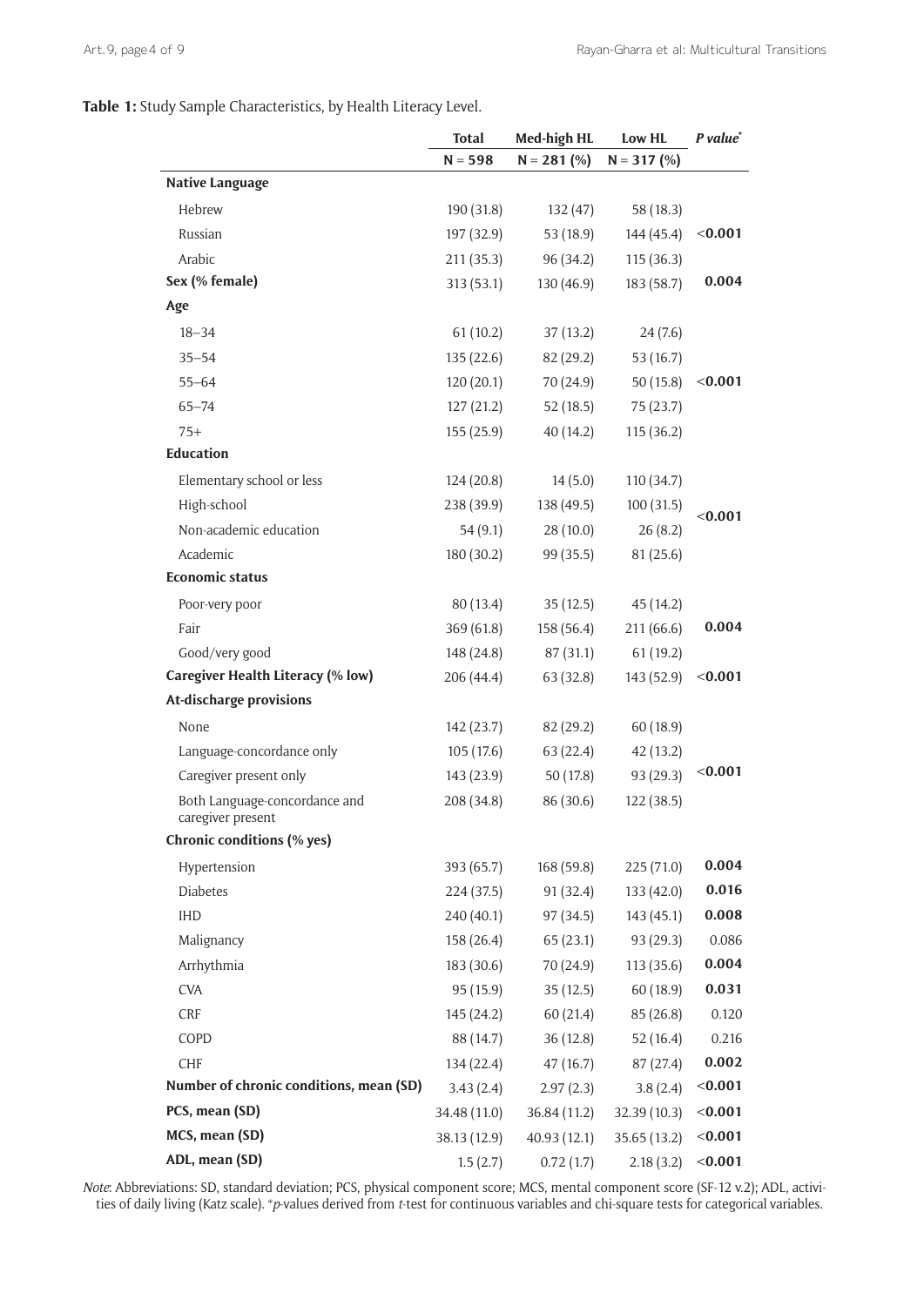**Table 1:** Study Sample Characteristics, by Health Literacy Level.

| | Total | Med-high HL | Low HL | *P value*[*] |
|---|---|---|---|---|
| | N = 598 | N = 281 (%) | N = 317 (%) | |
| **Native Language** | | | | |
| Hebrew | 190 (31.8) | 132 (47) | 58 (18.3) | |
| Russian | 197 (32.9) | 53 (18.9) | 144 (45.4) | **<0.001** |
| Arabic | 211 (35.3) | 96 (34.2) | 115 (36.3) | |
| **Sex (% female)** | 313 (53.1) | 130 (46.9) | 183 (58.7) | **0.004** |
| **Age** | | | | |
| 18–34 | 61 (10.2) | 37 (13.2) | 24 (7.6) | |
| 35–54 | 135 (22.6) | 82 (29.2) | 53 (16.7) | |
| 55–64 | 120 (20.1) | 70 (24.9) | 50 (15.8) | **<0.001** |
| 65–74 | 127 (21.2) | 52 (18.5) | 75 (23.7) | |
| 75+ | 155 (25.9) | 40 (14.2) | 115 (36.2) | |
| **Education** | | | | |
| Elementary school or less | 124 (20.8) | 14 (5.0) | 110 (34.7) | |
| High-school | 238 (39.9) | 138 (49.5) | 100 (31.5) | **<0.001** |
| Non-academic education | 54 (9.1) | 28 (10.0) | 26 (8.2) | |
| Academic | 180 (30.2) | 99 (35.5) | 81 (25.6) | |
| **Economic status** | | | | |
| Poor-very poor | 80 (13.4) | 35 (12.5) | 45 (14.2) | |
| Fair | 369 (61.8) | 158 (56.4) | 211 (66.6) | **0.004** |
| Good/very good | 148 (24.8) | 87 (31.1) | 61 (19.2) | |
| **Caregiver Health Literacy (% low)** | 206 (44.4) | 63 (32.8) | 143 (52.9) | **<0.001** |
| **At-discharge provisions** | | | | |
| None | 142 (23.7) | 82 (29.2) | 60 (18.9) | |
| Language-concordance only | 105 (17.6) | 63 (22.4) | 42 (13.2) | |
| Caregiver present only | 143 (23.9) | 50 (17.8) | 93 (29.3) | **<0.001** |
| Both Language-concordance and caregiver present | 208 (34.8) | 86 (30.6) | 122 (38.5) | |
| **Chronic conditions (% yes)** | | | | |
| Hypertension | 393 (65.7) | 168 (59.8) | 225 (71.0) | **0.004** |
| Diabetes | 224 (37.5) | 91 (32.4) | 133 (42.0) | **0.016** |
| IHD | 240 (40.1) | 97 (34.5) | 143 (45.1) | **0.008** |
| Malignancy | 158 (26.4) | 65 (23.1) | 93 (29.3) | 0.086 |
| Arrhythmia | 183 (30.6) | 70 (24.9) | 113 (35.6) | **0.004** |
| CVA | 95 (15.9) | 35 (12.5) | 60 (18.9) | **0.031** |
| CRF | 145 (24.2) | 60 (21.4) | 85 (26.8) | 0.120 |
| COPD | 88 (14.7) | 36 (12.8) | 52 (16.4) | 0.216 |
| CHF | 134 (22.4) | 47 (16.7) | 87 (27.4) | **0.002** |
| **Number of chronic conditions, mean (SD)** | 3.43 (2.4) | 2.97 (2.3) | 3.8 (2.4) | **<0.001** |
| **PCS, mean (SD)** | 34.48 (11.0) | 36.84 (11.2) | 32.39 (10.3) | **<0.001** |
| **MCS, mean (SD)** | 38.13 (12.9) | 40.93 (12.1) | 35.65 (13.2) | **<0.001** |
| **ADL, mean (SD)** | 1.5 (2.7) | 0.72 (1.7) | 2.18 (3.2) | **<0.001** |

*Note*: Abbreviations: SD, standard deviation; PCS, physical component score; MCS, mental component score (SF-12 v.2); ADL, activities of daily living (Katz scale). [*]*p*-values derived from *t*-test for continuous variables and chi-square tests for categorical variables.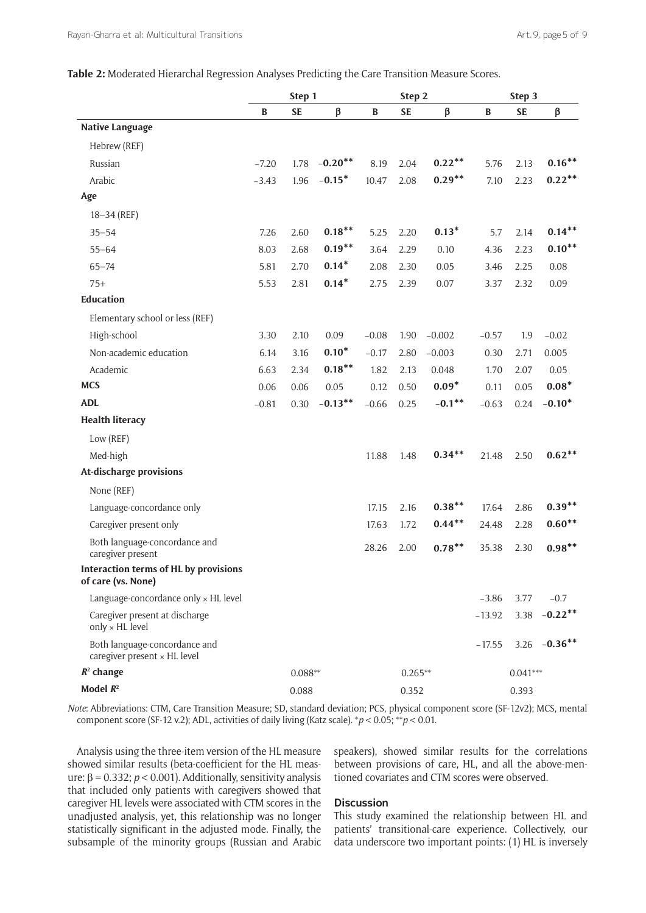**Table 2:** Moderated Hierarchal Regression Analyses Predicting the Care Transition Measure Scores.

| | Step 1 | | | Step 2 | | | Step 3 | | |
|---|---|---|---|---|---|---|---|---|---|
| | B | SE | β | B | SE | β | B | SE | β |
| **Native Language** | | | | | | | | | |
| Hebrew (REF) | | | | | | | | | |
| Russian | –7.20 | 1.78 | **–0.20**\*\* | 8.19 | 2.04 | **0.22**\*\* | 5.76 | 2.13 | **0.16**\*\* |
| Arabic | –3.43 | 1.96 | **–0.15**\* | 10.47 | 2.08 | **0.29**\*\* | 7.10 | 2.23 | **0.22**\*\* |
| **Age** | | | | | | | | | |
| 18–34 (REF) | | | | | | | | | |
| 35–54 | 7.26 | 2.60 | **0.18**\*\* | 5.25 | 2.20 | **0.13**\* | 5.7 | 2.14 | **0.14**\*\* |
| 55–64 | 8.03 | 2.68 | **0.19**\*\* | 3.64 | 2.29 | 0.10 | 4.36 | 2.23 | **0.10**\*\* |
| 65–74 | 5.81 | 2.70 | **0.14**\* | 2.08 | 2.30 | 0.05 | 3.46 | 2.25 | 0.08 |
| 75+ | 5.53 | 2.81 | **0.14**\* | 2.75 | 2.39 | 0.07 | 3.37 | 2.32 | 0.09 |
| **Education** | | | | | | | | | |
| Elementary school or less (REF) | | | | | | | | | |
| High-school | 3.30 | 2.10 | 0.09 | –0.08 | 1.90 | –0.002 | –0.57 | 1.9 | –0.02 |
| Non-academic education | 6.14 | 3.16 | **0.10**\* | –0.17 | 2.80 | –0.003 | 0.30 | 2.71 | 0.005 |
| Academic | 6.63 | 2.34 | **0.18**\*\* | 1.82 | 2.13 | 0.048 | 1.70 | 2.07 | 0.05 |
| **MCS** | 0.06 | 0.06 | 0.05 | 0.12 | 0.50 | **0.09**\* | 0.11 | 0.05 | **0.08**\* |
| **ADL** | –0.81 | 0.30 | **–0.13**\*\* | –0.66 | 0.25 | **–0.1**\*\* | –0.63 | 0.24 | **–0.10**\* |
| **Health literacy** | | | | | | | | | |
| Low (REF) | | | | | | | | | |
| Med-high | | | | 11.88 | 1.48 | **0.34**\*\* | 21.48 | 2.50 | **0.62**\*\* |
| **At-discharge provisions** | | | | | | | | | |
| None (REF) | | | | | | | | | |
| Language-concordance only | | | | 17.15 | 2.16 | **0.38**\*\* | 17.64 | 2.86 | **0.39**\*\* |
| Caregiver present only | | | | 17.63 | 1.72 | **0.44**\*\* | 24.48 | 2.28 | **0.60**\*\* |
| Both language-concordance and caregiver present | | | | 28.26 | 2.00 | **0.78**\*\* | 35.38 | 2.30 | **0.98**\*\* |
| **Interaction terms of HL by provisions of care (vs. None)** | | | | | | | | | |
| Language-concordance only × HL level | | | | | | | –3.86 | 3.77 | –0.7 |
| Caregiver present at discharge only × HL level | | | | | | | –13.92 | 3.38 | **–0.22**\*\* |
| Both language-concordance and caregiver present × HL level | | | | | | | –17.55 | 3.26 | **–0.36**\*\* |
| **$R^2$ change** | | 0.088\*\* | | | 0.265\*\* | | | 0.041\*\*\* | |
| **Model $R^2$** | | 0.088 | | | 0.352 | | | 0.393 | |

*Note*: Abbreviations: CTM, Care Transition Measure; SD, standard deviation; PCS, physical component score (SF-12v2); MCS, mental component score (SF-12 v.2); ADL, activities of daily living (Katz scale). \*$p < 0.05$; \*\*$p < 0.01$.

Analysis using the three-item version of the HL measure showed similar results (beta-coefficient for the HL measure: $\beta = 0.332$; $p < 0.001$). Additionally, sensitivity analysis that included only patients with caregivers showed that caregiver HL levels were associated with CTM scores in the unadjusted analysis, yet, this relationship was no longer statistically significant in the adjusted mode. Finally, the subsample of the minority groups (Russian and Arabic speakers), showed similar results for the correlations between provisions of care, HL, and all the above-mentioned covariates and CTM scores were observed.

## Discussion

This study examined the relationship between HL and patients' transitional-care experience. Collectively, our data underscore two important points: (1) HL is inversely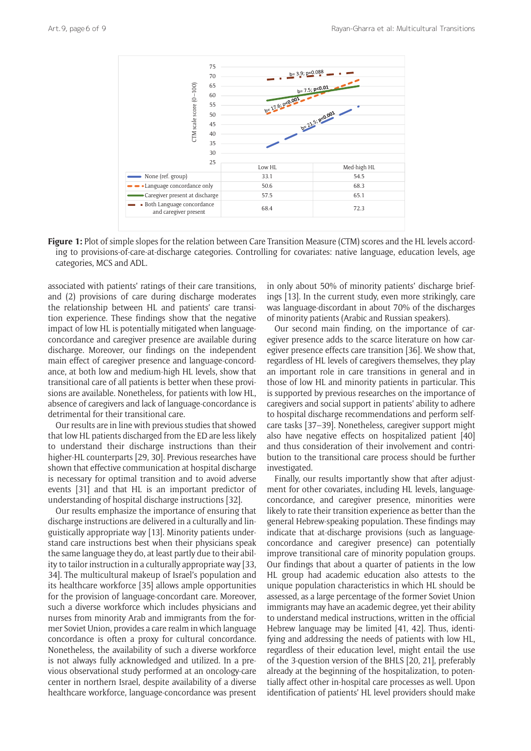| | Low HL | Med-high HL |
|---|---|---|
| None (ref. group) | 33.1 | 54.5 |
| Language concordance only | 50.6 | 68.3 |
| Caregiver present at discharge | 57.5 | 65.1 |
| Both Language concordance and caregiver present | 68.4 | 72.3 |

**Figure 1:** Plot of simple slopes for the relation between Care Transition Measure (CTM) scores and the HL levels according to provisions-of-care-at-discharge categories. Controlling for covariates: native language, education levels, age categories, MCS and ADL.

associated with patients' ratings of their care transitions, and (2) provisions of care during discharge moderates the relationship between HL and patients' care transition experience. These findings show that the negative impact of low HL is potentially mitigated when language-concordance and caregiver presence are available during discharge. Moreover, our findings on the independent main effect of caregiver presence and language-concordance, at both low and medium-high HL levels, show that transitional care of all patients is better when these provisions are available. Nonetheless, for patients with low HL, absence of caregivers and lack of language-concordance is detrimental for their transitional care.

Our results are in line with previous studies that showed that low HL patients discharged from the ED are less likely to understand their discharge instructions than their higher-HL counterparts [29, 30]. Previous researches have shown that effective communication at hospital discharge is necessary for optimal transition and to avoid adverse events [31] and that HL is an important predictor of understanding of hospital discharge instructions [32].

Our results emphasize the importance of ensuring that discharge instructions are delivered in a culturally and linguistically appropriate way [13]. Minority patients understand care instructions best when their physicians speak the same language they do, at least partly due to their ability to tailor instruction in a culturally appropriate way [33, 34]. The multicultural makeup of Israel's population and its healthcare workforce [35] allows ample opportunities for the provision of language-concordant care. Moreover, such a diverse workforce which includes physicians and nurses from minority Arab and immigrants from the former Soviet Union, provides a care realm in which language concordance is often a proxy for cultural concordance. Nonetheless, the availability of such a diverse workforce is not always fully acknowledged and utilized. In a previous observational study performed at an oncology-care center in northern Israel, despite availability of a diverse healthcare workforce, language-concordance was present in only about 50% of minority patients' discharge briefings [13]. In the current study, even more strikingly, care was language-discordant in about 70% of the discharges of minority patients (Arabic and Russian speakers).

Our second main finding, on the importance of caregiver presence adds to the scarce literature on how caregiver presence effects care transition [36]. We show that, regardless of HL levels of caregivers themselves, they play an important role in care transitions in general and in those of low HL and minority patients in particular. This is supported by previous researches on the importance of caregivers and social support in patients' ability to adhere to hospital discharge recommendations and perform self-care tasks [37–39]. Nonetheless, caregiver support might also have negative effects on hospitalized patient [40] and thus consideration of their involvement and contribution to the transitional care process should be further investigated.

Finally, our results importantly show that after adjustment for other covariates, including HL levels, language-concordance, and caregiver presence, minorities were likely to rate their transition experience as better than the general Hebrew-speaking population. These findings may indicate that at-discharge provisions (such as language-concordance and caregiver presence) can potentially improve transitional care of minority population groups. Our findings that about a quarter of patients in the low HL group had academic education also attests to the unique population characteristics in which HL should be assessed, as a large percentage of the former Soviet Union immigrants may have an academic degree, yet their ability to understand medical instructions, written in the official Hebrew language may be limited [41, 42]. Thus, identifying and addressing the needs of patients with low HL, regardless of their education level, might entail the use of the 3-question version of the BHLS [20, 21], preferably already at the beginning of the hospitalization, to potentially affect other in-hospital care processes as well. Upon identification of patients' HL level providers should make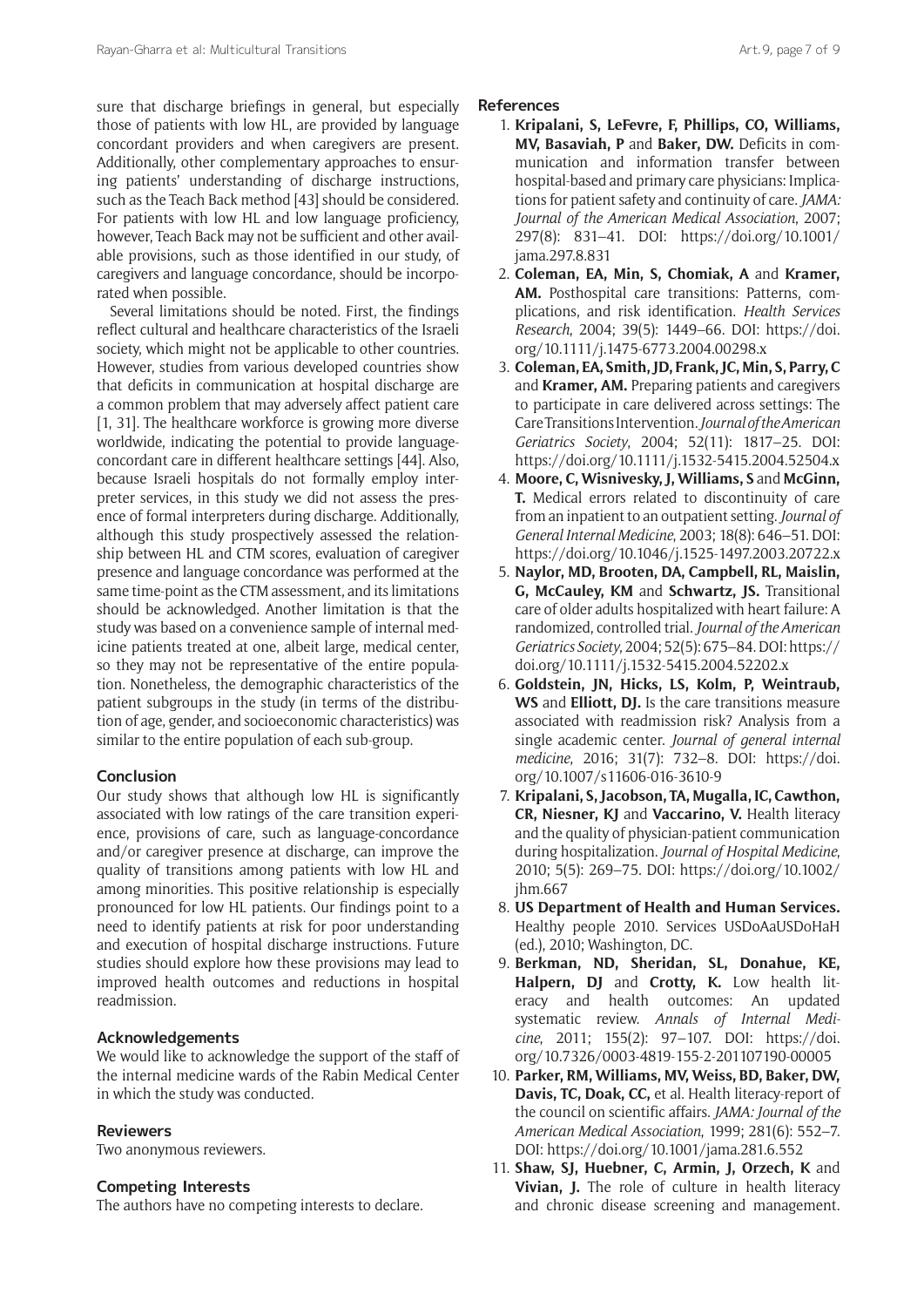sure that discharge briefings in general, but especially those of patients with low HL, are provided by language concordant providers and when caregivers are present. Additionally, other complementary approaches to ensuring patients' understanding of discharge instructions, such as the Teach Back method [43] should be considered. For patients with low HL and low language proficiency, however, Teach Back may not be sufficient and other available provisions, such as those identified in our study, of caregivers and language concordance, should be incorporated when possible.

Several limitations should be noted. First, the findings reflect cultural and healthcare characteristics of the Israeli society, which might not be applicable to other countries. However, studies from various developed countries show that deficits in communication at hospital discharge are a common problem that may adversely affect patient care [1, 31]. The healthcare workforce is growing more diverse worldwide, indicating the potential to provide language-concordant care in different healthcare settings [44]. Also, because Israeli hospitals do not formally employ interpreter services, in this study we did not assess the presence of formal interpreters during discharge. Additionally, although this study prospectively assessed the relationship between HL and CTM scores, evaluation of caregiver presence and language concordance was performed at the same time-point as the CTM assessment, and its limitations should be acknowledged. Another limitation is that the study was based on a convenience sample of internal medicine patients treated at one, albeit large, medical center, so they may not be representative of the entire population. Nonetheless, the demographic characteristics of the patient subgroups in the study (in terms of the distribution of age, gender, and socioeconomic characteristics) was similar to the entire population of each sub-group.

## Conclusion

Our study shows that although low HL is significantly associated with low ratings of the care transition experience, provisions of care, such as language-concordance and/or caregiver presence at discharge, can improve the quality of transitions among patients with low HL and among minorities. This positive relationship is especially pronounced for low HL patients. Our findings point to a need to identify patients at risk for poor understanding and execution of hospital discharge instructions. Future studies should explore how these provisions may lead to improved health outcomes and reductions in hospital readmission.

## Acknowledgements

We would like to acknowledge the support of the staff of the internal medicine wards of the Rabin Medical Center in which the study was conducted.

## Reviewers

Two anonymous reviewers.

## Competing Interests

The authors have no competing interests to declare.

## References

1. **Kripalani, S, LeFevre, F, Phillips, CO, Williams, MV, Basaviah, P** and **Baker, DW.** Deficits in communication and information transfer between hospital-based and primary care physicians: Implications for patient safety and continuity of care. *JAMA: Journal of the American Medical Association*, 2007; 297(8): 831–41. DOI: https://doi.org/10.1001/jama.297.8.831
2. **Coleman, EA, Min, S, Chomiak, A** and **Kramer, AM.** Posthospital care transitions: Patterns, complications, and risk identification. *Health Services Research*, 2004; 39(5): 1449–66. DOI: https://doi.org/10.1111/j.1475-6773.2004.00298.x
3. **Coleman, EA, Smith, JD, Frank, JC, Min, S, Parry, C** and **Kramer, AM.** Preparing patients and caregivers to participate in care delivered across settings: The Care Transitions Intervention. *Journal of the American Geriatrics Society*, 2004; 52(11): 1817–25. DOI: https://doi.org/10.1111/j.1532-5415.2004.52504.x
4. **Moore, C, Wisnivesky, J, Williams, S** and **McGinn, T.** Medical errors related to discontinuity of care from an inpatient to an outpatient setting. *Journal of General Internal Medicine*, 2003; 18(8): 646–51. DOI: https://doi.org/10.1046/j.1525-1497.2003.20722.x
5. **Naylor, MD, Brooten, DA, Campbell, RL, Maislin, G, McCauley, KM** and **Schwartz, JS.** Transitional care of older adults hospitalized with heart failure: A randomized, controlled trial. *Journal of the American Geriatrics Society*, 2004; 52(5): 675–84. DOI: https://doi.org/10.1111/j.1532-5415.2004.52202.x
6. **Goldstein, JN, Hicks, LS, Kolm, P, Weintraub, WS** and **Elliott, DJ.** Is the care transitions measure associated with readmission risk? Analysis from a single academic center. *Journal of general internal medicine*, 2016; 31(7): 732–8. DOI: https://doi.org/10.1007/s11606-016-3610-9
7. **Kripalani, S, Jacobson, TA, Mugalla, IC, Cawthon, CR, Niesner, KJ** and **Vaccarino, V.** Health literacy and the quality of physician-patient communication during hospitalization. *Journal of Hospital Medicine*, 2010; 5(5): 269–75. DOI: https://doi.org/10.1002/jhm.667
8. **US Department of Health and Human Services.** Healthy people 2010. Services USDoAaUSDoHaH (ed.), 2010; Washington, DC.
9. **Berkman, ND, Sheridan, SL, Donahue, KE, Halpern, DJ** and **Crotty, K.** Low health literacy and health outcomes: An updated systematic review. *Annals of Internal Medicine*, 2011; 155(2): 97–107. DOI: https://doi.org/10.7326/0003-4819-155-2-201107190-00005
10. **Parker, RM, Williams, MV, Weiss, BD, Baker, DW, Davis, TC, Doak, CC,** et al. Health literacy-report of the council on scientific affairs. *JAMA: Journal of the American Medical Association*, 1999; 281(6): 552–7. DOI: https://doi.org/10.1001/jama.281.6.552
11. **Shaw, SJ, Huebner, C, Armin, J, Orzech, K** and **Vivian, J.** The role of culture in health literacy and chronic disease screening and management.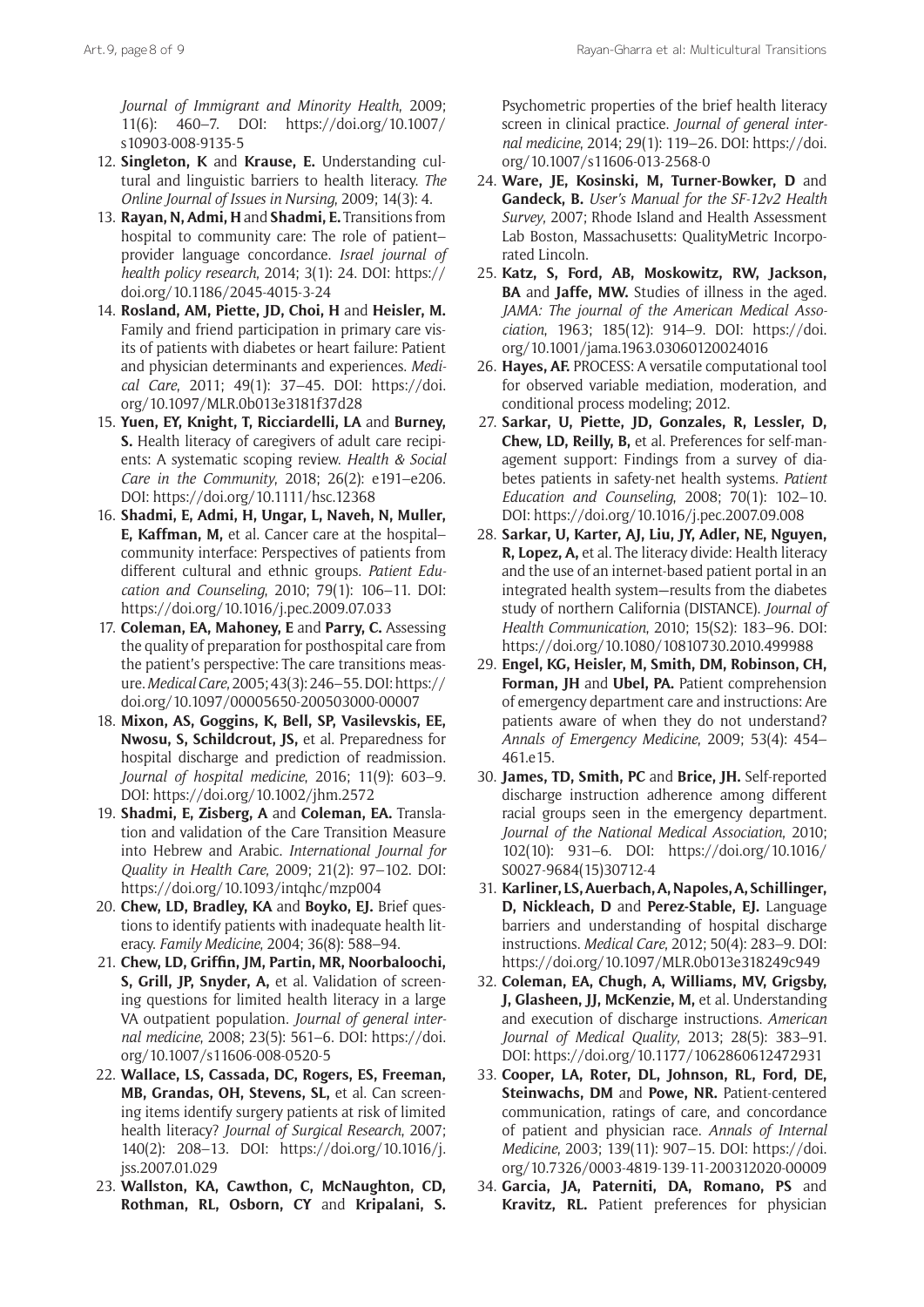*Journal of Immigrant and Minority Health*, 2009; 11(6): 460–7. DOI: https://doi.org/10.1007/s10903-008-9135-5

12. **Singleton, K** and **Krause, E.** Understanding cultural and linguistic barriers to health literacy. *The Online Journal of Issues in Nursing*, 2009; 14(3): 4.
13. **Rayan, N, Admi, H** and **Shadmi, E.** Transitions from hospital to community care: The role of patient–provider language concordance. *Israel journal of health policy research*, 2014; 3(1): 24. DOI: https://doi.org/10.1186/2045-4015-3-24
14. **Rosland, AM, Piette, JD, Choi, H** and **Heisler, M.** Family and friend participation in primary care visits of patients with diabetes or heart failure: Patient and physician determinants and experiences. *Medical Care*, 2011; 49(1): 37–45. DOI: https://doi.org/10.1097/MLR.0b013e3181f37d28
15. **Yuen, EY, Knight, T, Ricciardelli, LA** and **Burney, S.** Health literacy of caregivers of adult care recipients: A systematic scoping review. *Health & Social Care in the Community*, 2018; 26(2): e191–e206. DOI: https://doi.org/10.1111/hsc.12368
16. **Shadmi, E, Admi, H, Ungar, L, Naveh, N, Muller, E, Kaffman, M,** et al. Cancer care at the hospital–community interface: Perspectives of patients from different cultural and ethnic groups. *Patient Education and Counseling*, 2010; 79(1): 106–11. DOI: https://doi.org/10.1016/j.pec.2009.07.033
17. **Coleman, EA, Mahoney, E** and **Parry, C.** Assessing the quality of preparation for posthospital care from the patient's perspective: The care transitions measure. *Medical Care*, 2005; 43(3): 246–55. DOI: https://doi.org/10.1097/00005650-200503000-00007
18. **Mixon, AS, Goggins, K, Bell, SP, Vasilevskis, EE, Nwosu, S, Schildcrout, JS,** et al. Preparedness for hospital discharge and prediction of readmission. *Journal of hospital medicine*, 2016; 11(9): 603–9. DOI: https://doi.org/10.1002/jhm.2572
19. **Shadmi, E, Zisberg, A** and **Coleman, EA.** Translation and validation of the Care Transition Measure into Hebrew and Arabic. *International Journal for Quality in Health Care*, 2009; 21(2): 97–102. DOI: https://doi.org/10.1093/intqhc/mzp004
20. **Chew, LD, Bradley, KA** and **Boyko, EJ.** Brief questions to identify patients with inadequate health literacy. *Family Medicine*, 2004; 36(8): 588–94.
21. **Chew, LD, Griffin, JM, Partin, MR, Noorbaloochi, S, Grill, JP, Snyder, A,** et al. Validation of screening questions for limited health literacy in a large VA outpatient population. *Journal of general internal medicine*, 2008; 23(5): 561–6. DOI: https://doi.org/10.1007/s11606-008-0520-5
22. **Wallace, LS, Cassada, DC, Rogers, ES, Freeman, MB, Grandas, OH, Stevens, SL,** et al. Can screening items identify surgery patients at risk of limited health literacy? *Journal of Surgical Research*, 2007; 140(2): 208–13. DOI: https://doi.org/10.1016/j.jss.2007.01.029
23. **Wallston, KA, Cawthon, C, McNaughton, CD, Rothman, RL, Osborn, CY** and **Kripalani, S.** Psychometric properties of the brief health literacy screen in clinical practice. *Journal of general internal medicine*, 2014; 29(1): 119–26. DOI: https://doi.org/10.1007/s11606-013-2568-0
24. **Ware, JE, Kosinski, M, Turner-Bowker, D** and **Gandeck, B.** *User's Manual for the SF-12v2 Health Survey*, 2007; Rhode Island and Health Assessment Lab Boston, Massachusetts: QualityMetric Incorporated Lincoln.
25. **Katz, S, Ford, AB, Moskowitz, RW, Jackson, BA** and **Jaffe, MW.** Studies of illness in the aged. *JAMA: The journal of the American Medical Association*, 1963; 185(12): 914–9. DOI: https://doi.org/10.1001/jama.1963.03060120024016
26. **Hayes, AF.** PROCESS: A versatile computational tool for observed variable mediation, moderation, and conditional process modeling; 2012.
27. **Sarkar, U, Piette, JD, Gonzales, R, Lessler, D, Chew, LD, Reilly, B,** et al. Preferences for self-management support: Findings from a survey of diabetes patients in safety-net health systems. *Patient Education and Counseling*, 2008; 70(1): 102–10. DOI: https://doi.org/10.1016/j.pec.2007.09.008
28. **Sarkar, U, Karter, AJ, Liu, JY, Adler, NE, Nguyen, R, Lopez, A,** et al. The literacy divide: Health literacy and the use of an internet-based patient portal in an integrated health system—results from the diabetes study of northern California (DISTANCE). *Journal of Health Communication*, 2010; 15(S2): 183–96. DOI: https://doi.org/10.1080/10810730.2010.499988
29. **Engel, KG, Heisler, M, Smith, DM, Robinson, CH, Forman, JH** and **Ubel, PA.** Patient comprehension of emergency department care and instructions: Are patients aware of when they do not understand? *Annals of Emergency Medicine*, 2009; 53(4): 454–461.e15.
30. **James, TD, Smith, PC** and **Brice, JH.** Self-reported discharge instruction adherence among different racial groups seen in the emergency department. *Journal of the National Medical Association*, 2010; 102(10): 931–6. DOI: https://doi.org/10.1016/S0027-9684(15)30712-4
31. **Karliner, LS, Auerbach, A, Napoles, A, Schillinger, D, Nickleach, D** and **Perez-Stable, EJ.** Language barriers and understanding of hospital discharge instructions. *Medical Care*, 2012; 50(4): 283–9. DOI: https://doi.org/10.1097/MLR.0b013e318249c949
32. **Coleman, EA, Chugh, A, Williams, MV, Grigsby, J, Glasheen, JJ, McKenzie, M,** et al. Understanding and execution of discharge instructions. *American Journal of Medical Quality*, 2013; 28(5): 383–91. DOI: https://doi.org/10.1177/1062860612472931
33. **Cooper, LA, Roter, DL, Johnson, RL, Ford, DE, Steinwachs, DM** and **Powe, NR.** Patient-centered communication, ratings of care, and concordance of patient and physician race. *Annals of Internal Medicine*, 2003; 139(11): 907–15. DOI: https://doi.org/10.7326/0003-4819-139-11-200312020-00009
34. **Garcia, JA, Paterniti, DA, Romano, PS** and **Kravitz, RL.** Patient preferences for physician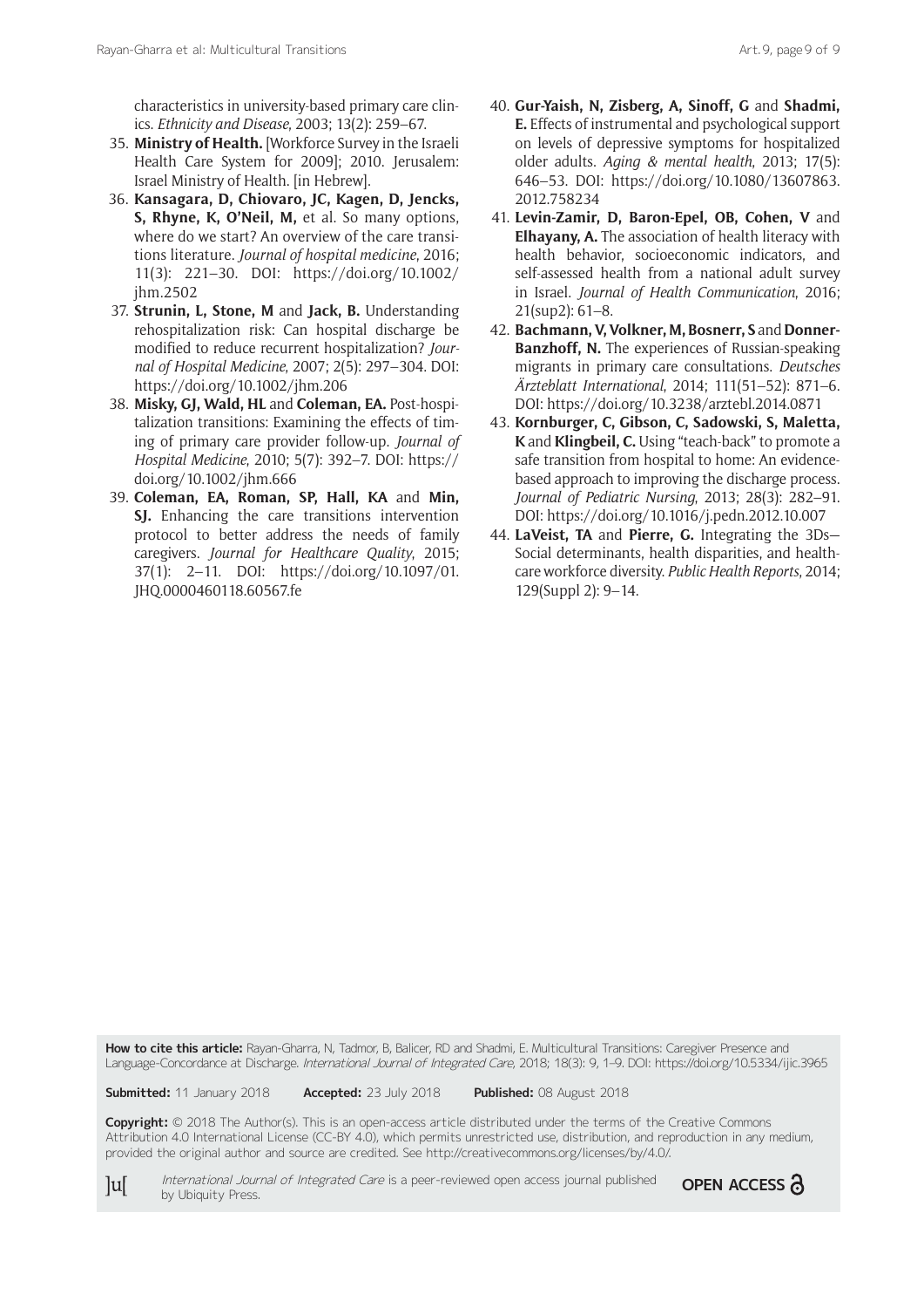characteristics in university-based primary care clinics. *Ethnicity and Disease*, 2003; 13(2): 259–67.

35. **Ministry of Health.** [Workforce Survey in the Israeli Health Care System for 2009]; 2010. Jerusalem: Israel Ministry of Health. [in Hebrew].
36. **Kansagara, D, Chiovaro, JC, Kagen, D, Jencks, S, Rhyne, K, O'Neil, M,** et al. So many options, where do we start? An overview of the care transitions literature. *Journal of hospital medicine*, 2016; 11(3): 221–30. DOI: https://doi.org/10.1002/jhm.2502
37. **Strunin, L, Stone, M** and **Jack, B.** Understanding rehospitalization risk: Can hospital discharge be modified to reduce recurrent hospitalization? *Journal of Hospital Medicine*, 2007; 2(5): 297–304. DOI: https://doi.org/10.1002/jhm.206
38. **Misky, GJ, Wald, HL** and **Coleman, EA.** Post-hospitalization transitions: Examining the effects of timing of primary care provider follow-up. *Journal of Hospital Medicine*, 2010; 5(7): 392–7. DOI: https://doi.org/10.1002/jhm.666
39. **Coleman, EA, Roman, SP, Hall, KA** and **Min, SJ.** Enhancing the care transitions intervention protocol to better address the needs of family caregivers. *Journal for Healthcare Quality*, 2015; 37(1): 2–11. DOI: https://doi.org/10.1097/01.JHQ.0000460118.60567.fe
40. **Gur-Yaish, N, Zisberg, A, Sinoff, G** and **Shadmi, E.** Effects of instrumental and psychological support on levels of depressive symptoms for hospitalized older adults. *Aging & mental health*, 2013; 17(5): 646–53. DOI: https://doi.org/10.1080/13607863.2012.758234
41. **Levin-Zamir, D, Baron-Epel, OB, Cohen, V** and **Elhayany, A.** The association of health literacy with health behavior, socioeconomic indicators, and self-assessed health from a national adult survey in Israel. *Journal of Health Communication*, 2016; 21(sup2): 61–8.
42. **Bachmann, V, Volkner, M, Bosnerr, S** and **Donner-Banzhoff, N.** The experiences of Russian-speaking migrants in primary care consultations. *Deutsches Ärzteblatt International*, 2014; 111(51–52): 871–6. DOI: https://doi.org/10.3238/arztebl.2014.0871
43. **Kornburger, C, Gibson, C, Sadowski, S, Maletta, K** and **Klingbeil, C.** Using "teach-back" to promote a safe transition from hospital to home: An evidence-based approach to improving the discharge process. *Journal of Pediatric Nursing*, 2013; 28(3): 282–91. DOI: https://doi.org/10.1016/j.pedn.2012.10.007
44. **LaVeist, TA** and **Pierre, G.** Integrating the 3Ds—Social determinants, health disparities, and health-care workforce diversity. *Public Health Reports*, 2014; 129(Suppl 2): 9–14.

**How to cite this article:** Rayan-Gharra, N, Tadmor, B, Balicer, RD and Shadmi, E. Multicultural Transitions: Caregiver Presence and Language-Concordance at Discharge. *International Journal of Integrated Care*, 2018; 18(3): 9, 1–9. DOI: https://doi.org/10.5334/ijic.3965

**Submitted:** 11 January 2018 **Accepted:** 23 July 2018 **Published:** 08 August 2018

**Copyright:** © 2018 The Author(s). This is an open-access article distributed under the terms of the Creative Commons Attribution 4.0 International License (CC-BY 4.0), which permits unrestricted use, distribution, and reproduction in any medium, provided the original author and source are credited. See http://creativecommons.org/licenses/by/4.0/.

*International Journal of Integrated Care* is a peer-reviewed open access journal published by Ubiquity Press. **OPEN ACCESS**